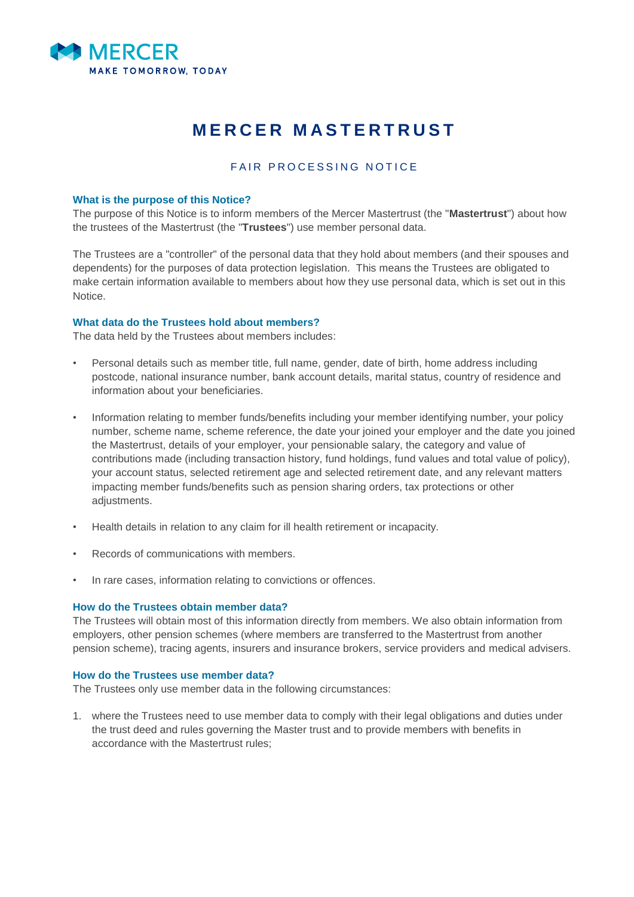MERCER
MAKE TOMORROW, TODAY

# MERCER MASTERTRUST

## FAIR PROCESSING NOTICE

### What is the purpose of this Notice?

The purpose of this Notice is to inform members of the Mercer Mastertrust (the "**Mastertrust**") about how the trustees of the Mastertrust (the "**Trustees**") use member personal data.

The Trustees are a "controller" of the personal data that they hold about members (and their spouses and dependents) for the purposes of data protection legislation. This means the Trustees are obligated to make certain information available to members about how they use personal data, which is set out in this Notice.

### What data do the Trustees hold about members?

The data held by the Trustees about members includes:

- Personal details such as member title, full name, gender, date of birth, home address including postcode, national insurance number, bank account details, marital status, country of residence and information about your beneficiaries.
- Information relating to member funds/benefits including your member identifying number, your policy number, scheme name, scheme reference, the date your joined your employer and the date you joined the Mastertrust, details of your employer, your pensionable salary, the category and value of contributions made (including transaction history, fund holdings, fund values and total value of policy), your account status, selected retirement age and selected retirement date, and any relevant matters impacting member funds/benefits such as pension sharing orders, tax protections or other adjustments.
- Health details in relation to any claim for ill health retirement or incapacity.
- Records of communications with members.
- In rare cases, information relating to convictions or offences.

### How do the Trustees obtain member data?

The Trustees will obtain most of this information directly from members. We also obtain information from employers, other pension schemes (where members are transferred to the Mastertrust from another pension scheme), tracing agents, insurers and insurance brokers, service providers and medical advisers.

### How do the Trustees use member data?

The Trustees only use member data in the following circumstances:

1. where the Trustees need to use member data to comply with their legal obligations and duties under the trust deed and rules governing the Master trust and to provide members with benefits in accordance with the Mastertrust rules;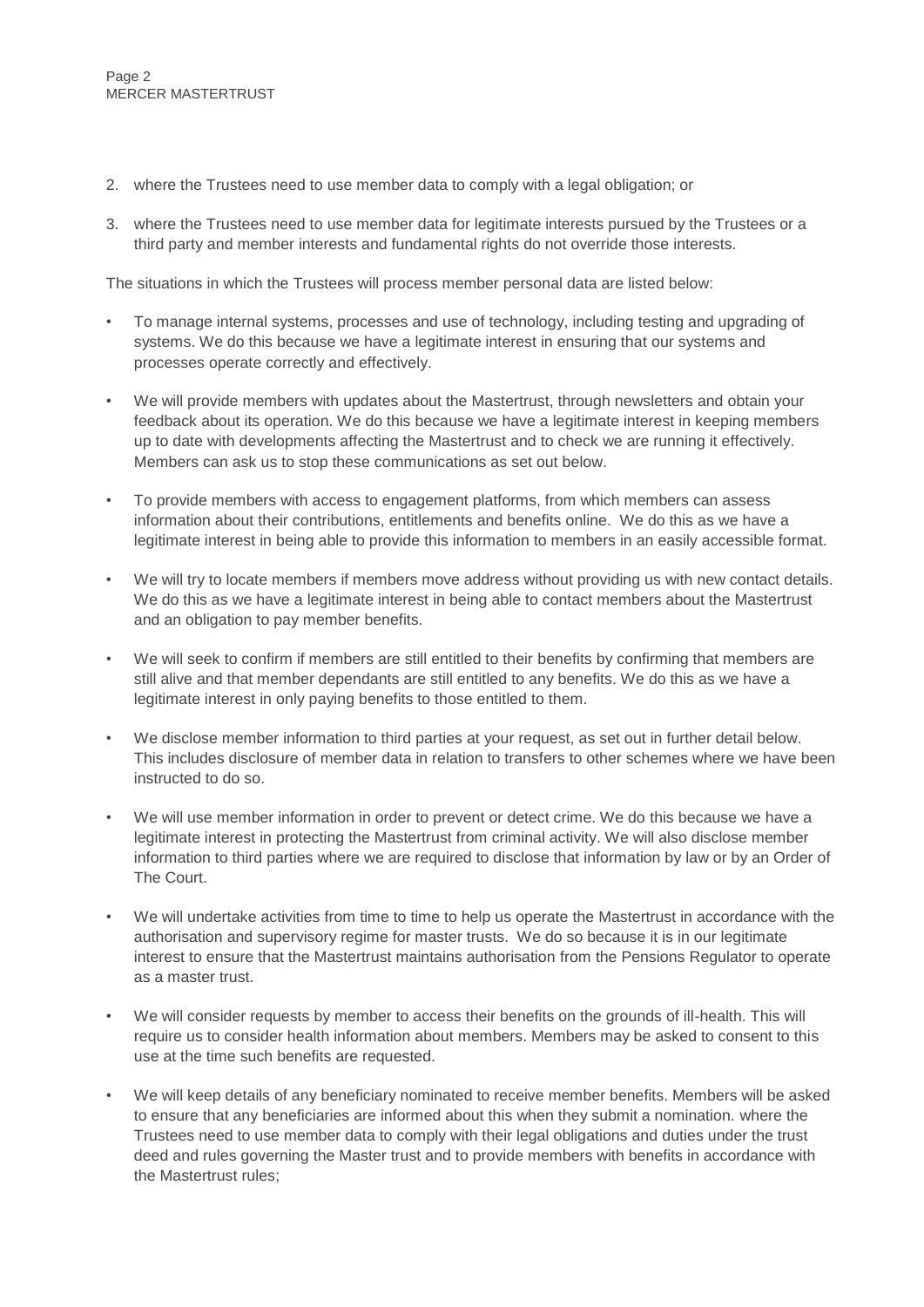2. where the Trustees need to use member data to comply with a legal obligation; or
3. where the Trustees need to use member data for legitimate interests pursued by the Trustees or a third party and member interests and fundamental rights do not override those interests.

The situations in which the Trustees will process member personal data are listed below:

- To manage internal systems, processes and use of technology, including testing and upgrading of systems. We do this because we have a legitimate interest in ensuring that our systems and processes operate correctly and effectively.
- We will provide members with updates about the Mastertrust, through newsletters and obtain your feedback about its operation. We do this because we have a legitimate interest in keeping members up to date with developments affecting the Mastertrust and to check we are running it effectively. Members can ask us to stop these communications as set out below.
- To provide members with access to engagement platforms, from which members can assess information about their contributions, entitlements and benefits online. We do this as we have a legitimate interest in being able to provide this information to members in an easily accessible format.
- We will try to locate members if members move address without providing us with new contact details. We do this as we have a legitimate interest in being able to contact members about the Mastertrust and an obligation to pay member benefits.
- We will seek to confirm if members are still entitled to their benefits by confirming that members are still alive and that member dependants are still entitled to any benefits. We do this as we have a legitimate interest in only paying benefits to those entitled to them.
- We disclose member information to third parties at your request, as set out in further detail below. This includes disclosure of member data in relation to transfers to other schemes where we have been instructed to do so.
- We will use member information in order to prevent or detect crime. We do this because we have a legitimate interest in protecting the Mastertrust from criminal activity. We will also disclose member information to third parties where we are required to disclose that information by law or by an Order of The Court.
- We will undertake activities from time to time to help us operate the Mastertrust in accordance with the authorisation and supervisory regime for master trusts. We do so because it is in our legitimate interest to ensure that the Mastertrust maintains authorisation from the Pensions Regulator to operate as a master trust.
- We will consider requests by member to access their benefits on the grounds of ill-health. This will require us to consider health information about members. Members may be asked to consent to this use at the time such benefits are requested.
- We will keep details of any beneficiary nominated to receive member benefits. Members will be asked to ensure that any beneficiaries are informed about this when they submit a nomination. where the Trustees need to use member data to comply with their legal obligations and duties under the trust deed and rules governing the Master trust and to provide members with benefits in accordance with the Mastertrust rules;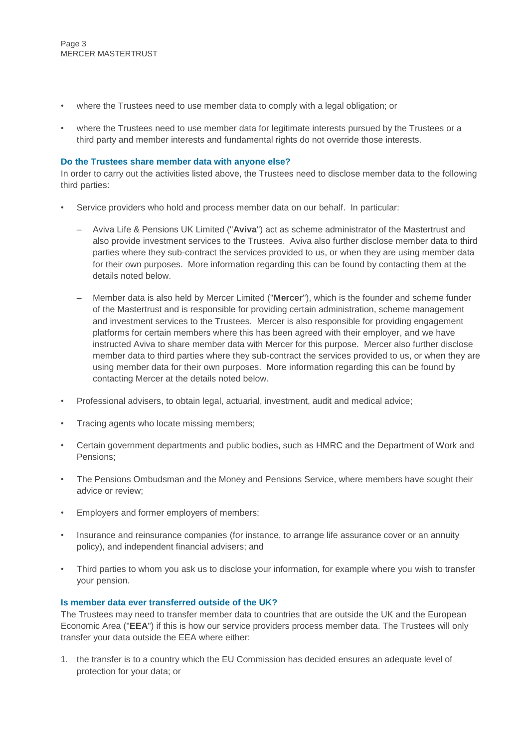- where the Trustees need to use member data to comply with a legal obligation; or
- where the Trustees need to use member data for legitimate interests pursued by the Trustees or a third party and member interests and fundamental rights do not override those interests.

### Do the Trustees share member data with anyone else?

In order to carry out the activities listed above, the Trustees need to disclose member data to the following third parties:

- Service providers who hold and process member data on our behalf. In particular:
  - Aviva Life & Pensions UK Limited ("**Aviva**") act as scheme administrator of the Mastertrust and also provide investment services to the Trustees. Aviva also further disclose member data to third parties where they sub-contract the services provided to us, or when they are using member data for their own purposes. More information regarding this can be found by contacting them at the details noted below.
  - Member data is also held by Mercer Limited ("**Mercer**"), which is the founder and scheme funder of the Mastertrust and is responsible for providing certain administration, scheme management and investment services to the Trustees. Mercer is also responsible for providing engagement platforms for certain members where this has been agreed with their employer, and we have instructed Aviva to share member data with Mercer for this purpose. Mercer also further disclose member data to third parties where they sub-contract the services provided to us, or when they are using member data for their own purposes. More information regarding this can be found by contacting Mercer at the details noted below.
- Professional advisers, to obtain legal, actuarial, investment, audit and medical advice;
- Tracing agents who locate missing members;
- Certain government departments and public bodies, such as HMRC and the Department of Work and Pensions;
- The Pensions Ombudsman and the Money and Pensions Service, where members have sought their advice or review;
- Employers and former employers of members;
- Insurance and reinsurance companies (for instance, to arrange life assurance cover or an annuity policy), and independent financial advisers; and
- Third parties to whom you ask us to disclose your information, for example where you wish to transfer your pension.

### Is member data ever transferred outside of the UK?

The Trustees may need to transfer member data to countries that are outside the UK and the European Economic Area ("**EEA**") if this is how our service providers process member data. The Trustees will only transfer your data outside the EEA where either:

1. the transfer is to a country which the EU Commission has decided ensures an adequate level of protection for your data; or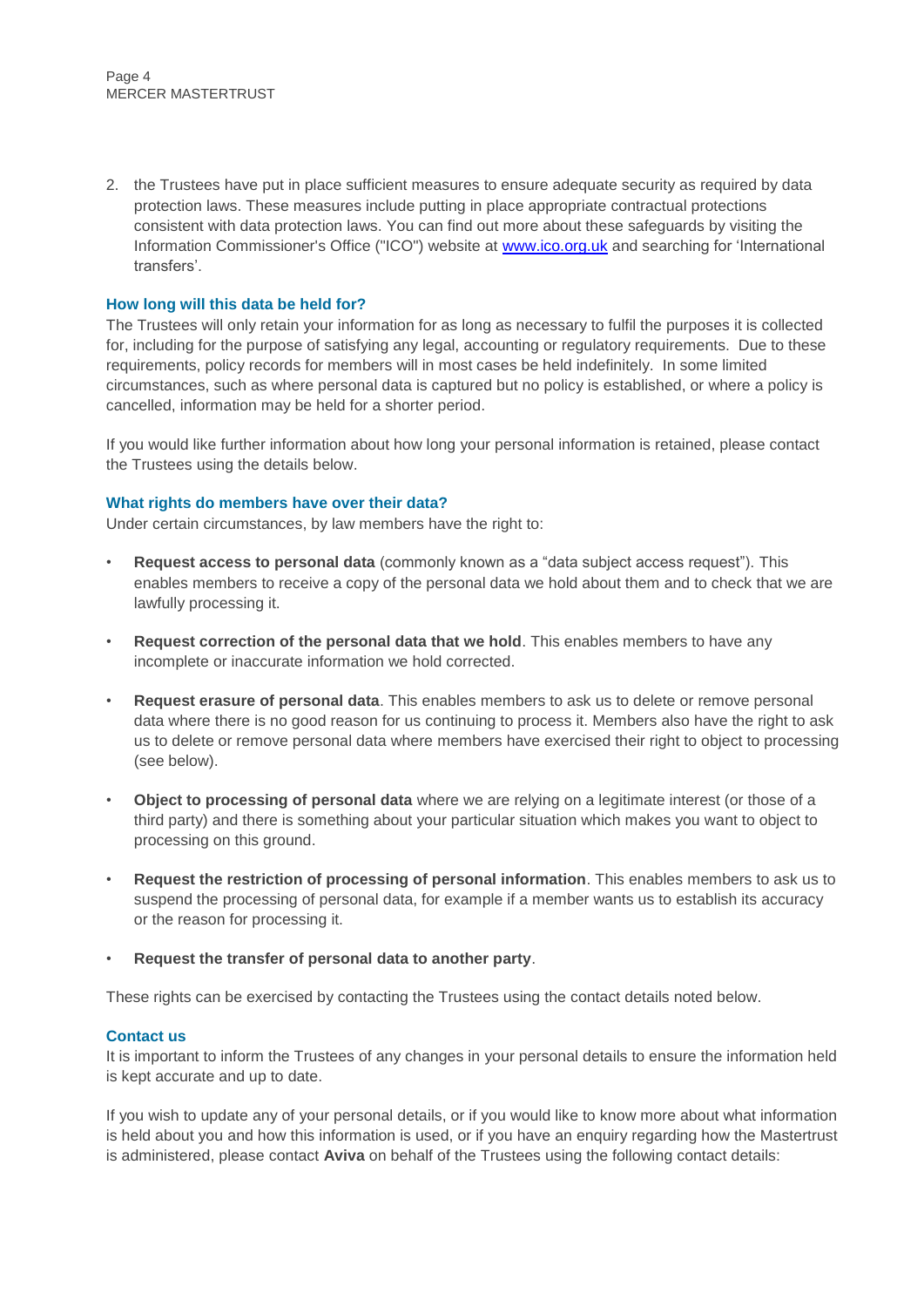2. the Trustees have put in place sufficient measures to ensure adequate security as required by data protection laws. These measures include putting in place appropriate contractual protections consistent with data protection laws. You can find out more about these safeguards by visiting the Information Commissioner's Office ("ICO") website at [www.ico.org.uk](http://www.ico.org.uk) and searching for 'International transfers'.

### How long will this data be held for?

The Trustees will only retain your information for as long as necessary to fulfil the purposes it is collected for, including for the purpose of satisfying any legal, accounting or regulatory requirements. Due to these requirements, policy records for members will in most cases be held indefinitely. In some limited circumstances, such as where personal data is captured but no policy is established, or where a policy is cancelled, information may be held for a shorter period.

If you would like further information about how long your personal information is retained, please contact the Trustees using the details below.

### What rights do members have over their data?

Under certain circumstances, by law members have the right to:

- **Request access to personal data** (commonly known as a "data subject access request"). This enables members to receive a copy of the personal data we hold about them and to check that we are lawfully processing it.
- **Request correction of the personal data that we hold**. This enables members to have any incomplete or inaccurate information we hold corrected.
- **Request erasure of personal data**. This enables members to ask us to delete or remove personal data where there is no good reason for us continuing to process it. Members also have the right to ask us to delete or remove personal data where members have exercised their right to object to processing (see below).
- **Object to processing of personal data** where we are relying on a legitimate interest (or those of a third party) and there is something about your particular situation which makes you want to object to processing on this ground.
- **Request the restriction of processing of personal information**. This enables members to ask us to suspend the processing of personal data, for example if a member wants us to establish its accuracy or the reason for processing it.
- **Request the transfer of personal data to another party**.

These rights can be exercised by contacting the Trustees using the contact details noted below.

### Contact us

It is important to inform the Trustees of any changes in your personal details to ensure the information held is kept accurate and up to date.

If you wish to update any of your personal details, or if you would like to know more about what information is held about you and how this information is used, or if you have an enquiry regarding how the Mastertrust is administered, please contact **Aviva** on behalf of the Trustees using the following contact details: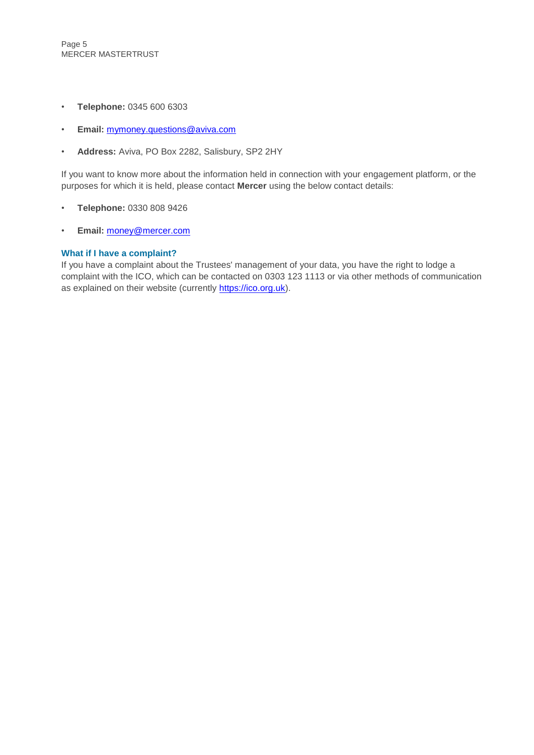- **Telephone:** 0345 600 6303
- **Email:** mymoney.questions@aviva.com
- **Address:** Aviva, PO Box 2282, Salisbury, SP2 2HY

If you want to know more about the information held in connection with your engagement platform, or the purposes for which it is held, please contact **Mercer** using the below contact details:

- **Telephone:** 0330 808 9426
- **Email:** money@mercer.com

### What if I have a complaint?

If you have a complaint about the Trustees' management of your data, you have the right to lodge a complaint with the ICO, which can be contacted on 0303 123 1113 or via other methods of communication as explained on their website (currently https://ico.org.uk).